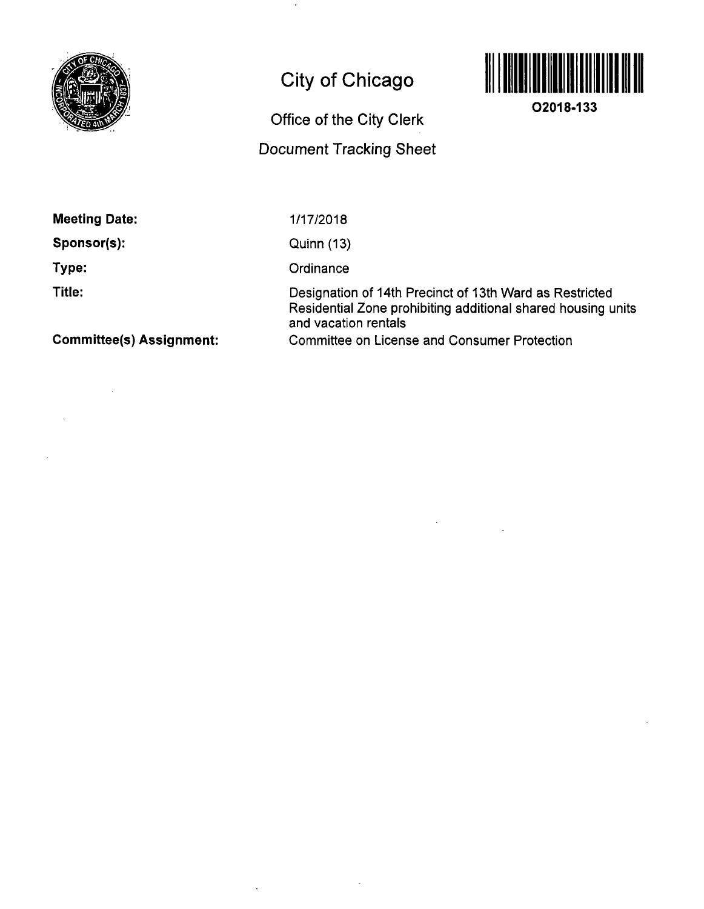# City of Chicago

## Office of the City Clerk

## Document Tracking Sheet

O2018-133

**Meeting Date:** 1/17/2018

**Sponsor(s):** Quinn (13)

**Type:** Ordinance

**Title:** Designation of 14th Precinct of 13th Ward as Restricted Residential Zone prohibiting additional shared housing units and vacation rentals

**Committee(s) Assignment:** Committee on License and Consumer Protection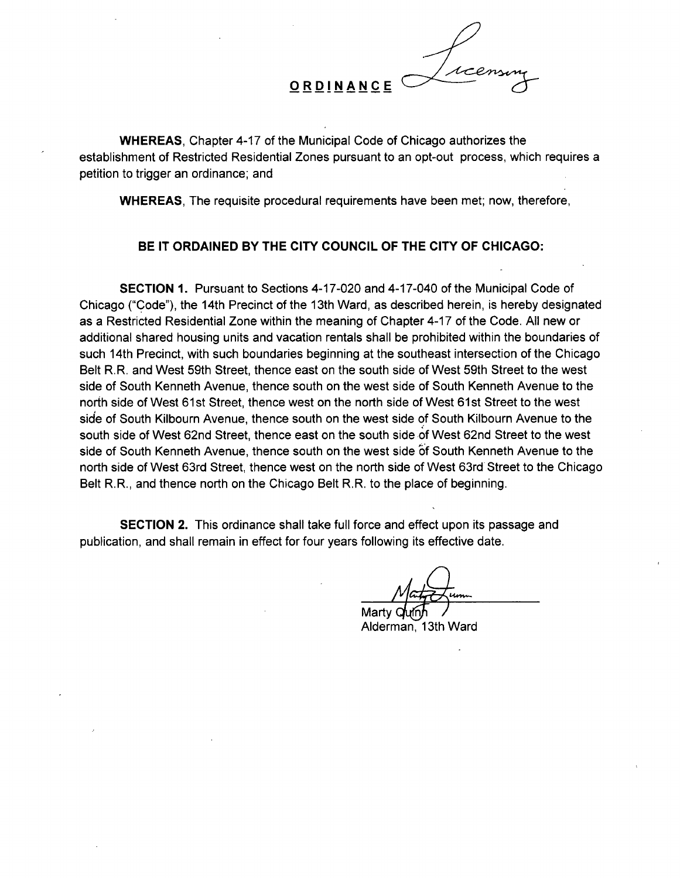# ORDINANCE

Licensing

**WHEREAS**, Chapter 4-17 of the Municipal Code of Chicago authorizes the establishment of Restricted Residential Zones pursuant to an opt-out process, which requires a petition to trigger an ordinance; and

**WHEREAS**, The requisite procedural requirements have been met; now, therefore,

**BE IT ORDAINED BY THE CITY COUNCIL OF THE CITY OF CHICAGO:**

**SECTION 1.** Pursuant to Sections 4-17-020 and 4-17-040 of the Municipal Code of Chicago ("Code"), the 14th Precinct of the 13th Ward, as described herein, is hereby designated as a Restricted Residential Zone within the meaning of Chapter 4-17 of the Code. All new or additional shared housing units and vacation rentals shall be prohibited within the boundaries of such 14th Precinct, with such boundaries beginning at the southeast intersection of the Chicago Belt R.R. and West 59th Street, thence east on the south side of West 59th Street to the west side of South Kenneth Avenue, thence south on the west side of South Kenneth Avenue to the north side of West 61st Street, thence west on the north side of West 61st Street to the west side of South Kilbourn Avenue, thence south on the west side of South Kilbourn Avenue to the south side of West 62nd Street, thence east on the south side of West 62nd Street to the west side of South Kenneth Avenue, thence south on the west side of South Kenneth Avenue to the north side of West 63rd Street, thence west on the north side of West 63rd Street to the Chicago Belt R.R., and thence north on the Chicago Belt R.R. to the place of beginning.

**SECTION 2.** This ordinance shall take full force and effect upon its passage and publication, and shall remain in effect for four years following its effective date.

Marty Quinn
Alderman, 13th Ward